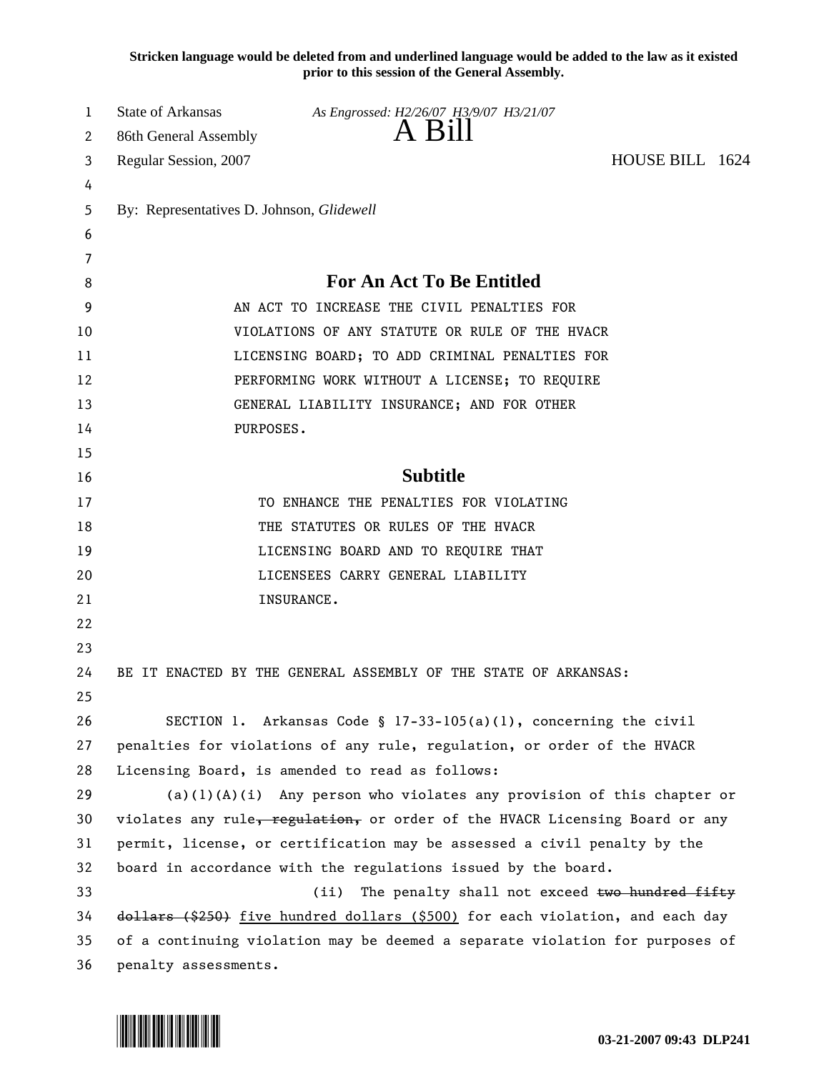**Stricken language would be deleted from and underlined language would be added to the law as it existed prior to this session of the General Assembly.**

State of Arkansas *As Engrossed: H2/26/07 H3/9/07 H3/21/07*
86th General Assembly
# A Bill
Regular Session, 2007 HOUSE BILL 1624

By: Representatives D. Johnson, *Glidewell*

## For An Act To Be Entitled

AN ACT TO INCREASE THE CIVIL PENALTIES FOR VIOLATIONS OF ANY STATUTE OR RULE OF THE HVACR LICENSING BOARD; TO ADD CRIMINAL PENALTIES FOR PERFORMING WORK WITHOUT A LICENSE; TO REQUIRE GENERAL LIABILITY INSURANCE; AND FOR OTHER PURPOSES.

## Subtitle

TO ENHANCE THE PENALTIES FOR VIOLATING THE STATUTES OR RULES OF THE HVACR LICENSING BOARD AND TO REQUIRE THAT LICENSEES CARRY GENERAL LIABILITY INSURANCE.

BE IT ENACTED BY THE GENERAL ASSEMBLY OF THE STATE OF ARKANSAS:

SECTION 1. Arkansas Code § 17-33-105(a)(1), concerning the civil penalties for violations of any rule, regulation, or order of the HVACR Licensing Board, is amended to read as follows:

(a)(1)(A)(i) Any person who violates any provision of this chapter or violates any rule~~, regulation,~~ or order of the HVACR Licensing Board or any permit, license, or certification may be assessed a civil penalty by the board in accordance with the regulations issued by the board.

(ii) The penalty shall not exceed ~~two hundred fifty dollars ($250)~~ <u>five hundred dollars ($500)</u> for each violation, and each day of a continuing violation may be deemed a separate violation for purposes of penalty assessments.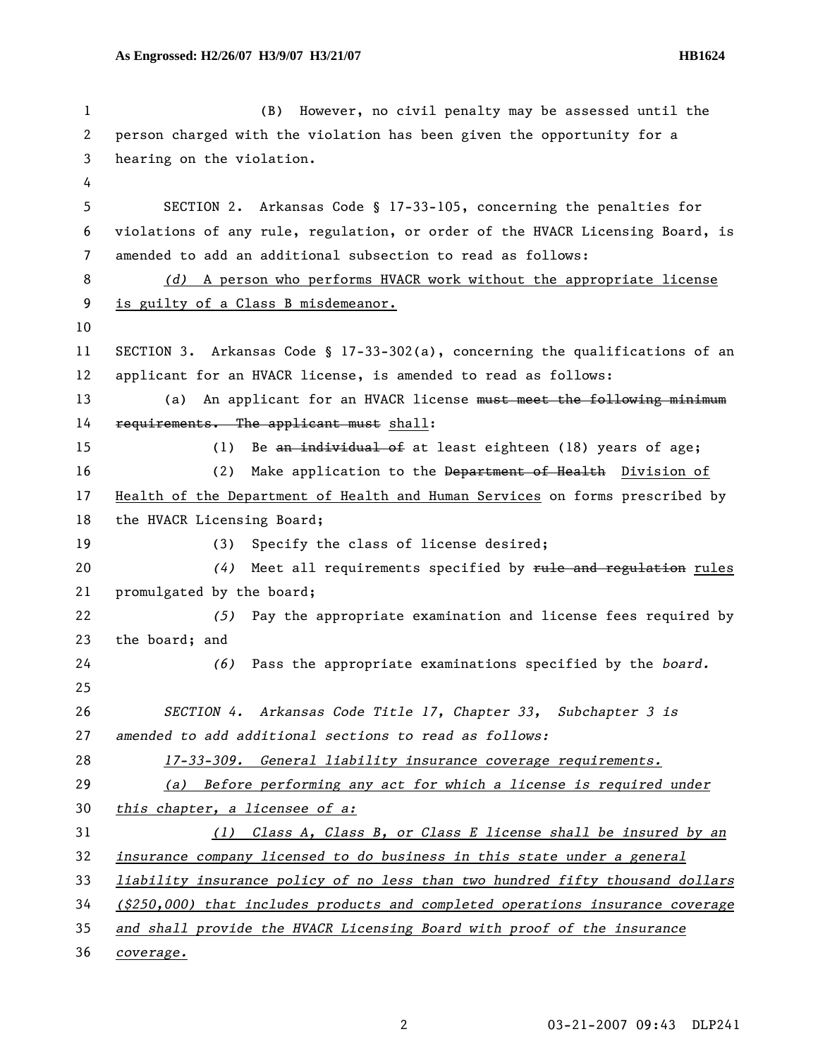(B) However, no civil penalty may be assessed until the person charged with the violation has been given the opportunity for a hearing on the violation.

SECTION 2. Arkansas Code § 17-33-105, concerning the penalties for violations of any rule, regulation, or order of the HVACR Licensing Board, is amended to add an additional subsection to read as follows:

*(d)* A person who performs HVACR work without the appropriate license is guilty of a Class B misdemeanor.

SECTION 3. Arkansas Code § 17-33-302(a), concerning the qualifications of an applicant for an HVACR license, is amended to read as follows:

(a) An applicant for an HVACR license ~~must meet the following minimum requirements. The applicant must~~ shall:

(1) Be ~~an individual of~~ at least eighteen (18) years of age;

(2) Make application to the ~~Department of Health~~ Division of Health of the Department of Health and Human Services on forms prescribed by the HVACR Licensing Board;

(3) Specify the class of license desired;

*(4)* Meet all requirements specified by ~~rule and regulation~~ rules promulgated by the board;

*(5)* Pay the appropriate examination and license fees required by the board; and

*(6)* Pass the appropriate examinations specified by the *board.*

*SECTION 4. Arkansas Code Title 17, Chapter 33, Subchapter 3 is amended to add additional sections to read as follows:*

*17-33-309. General liability insurance coverage requirements.*

*(a) Before performing any act for which a license is required under this chapter, a licensee of a:*

*(1) Class A, Class B, or Class E license shall be insured by an insurance company licensed to do business in this state under a general liability insurance policy of no less than two hundred fifty thousand dollars ($250,000) that includes products and completed operations insurance coverage and shall provide the HVACR Licensing Board with proof of the insurance coverage.*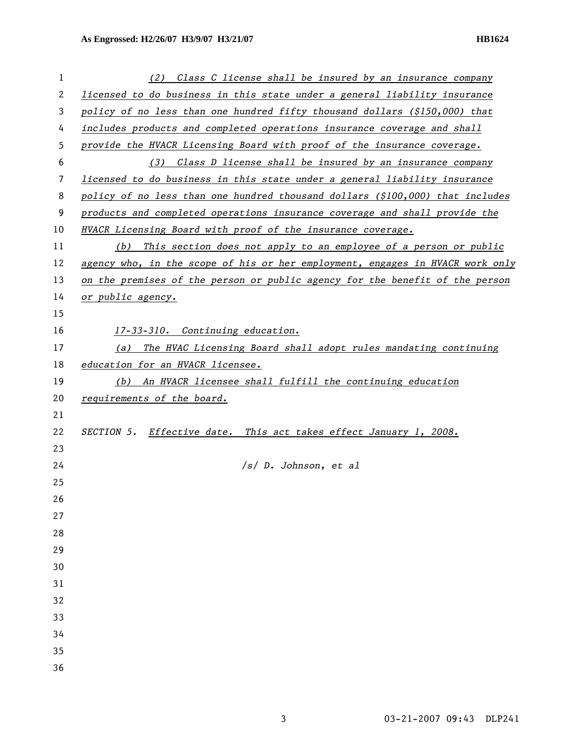*(2) Class C license shall be insured by an insurance company licensed to do business in this state under a general liability insurance policy of no less than one hundred fifty thousand dollars ($150,000) that includes products and completed operations insurance coverage and shall provide the HVACR Licensing Board with proof of the insurance coverage.*

*(3) Class D license shall be insured by an insurance company licensed to do business in this state under a general liability insurance policy of no less than one hundred thousand dollars ($100,000) that includes products and completed operations insurance coverage and shall provide the HVACR Licensing Board with proof of the insurance coverage.*

*(b) This section does not apply to an employee of a person or public agency who, in the scope of his or her employment, engages in HVACR work only on the premises of the person or public agency for the benefit of the person or public agency.*

*17-33-310. Continuing education.*

*(a) The HVAC Licensing Board shall adopt rules mandating continuing education for an HVACR licensee.*

*(b) An HVACR licensee shall fulfill the continuing education requirements of the board.*

*SECTION 5. Effective date. This act takes effect January 1, 2008.*

*/s/ D. Johnson, et al*